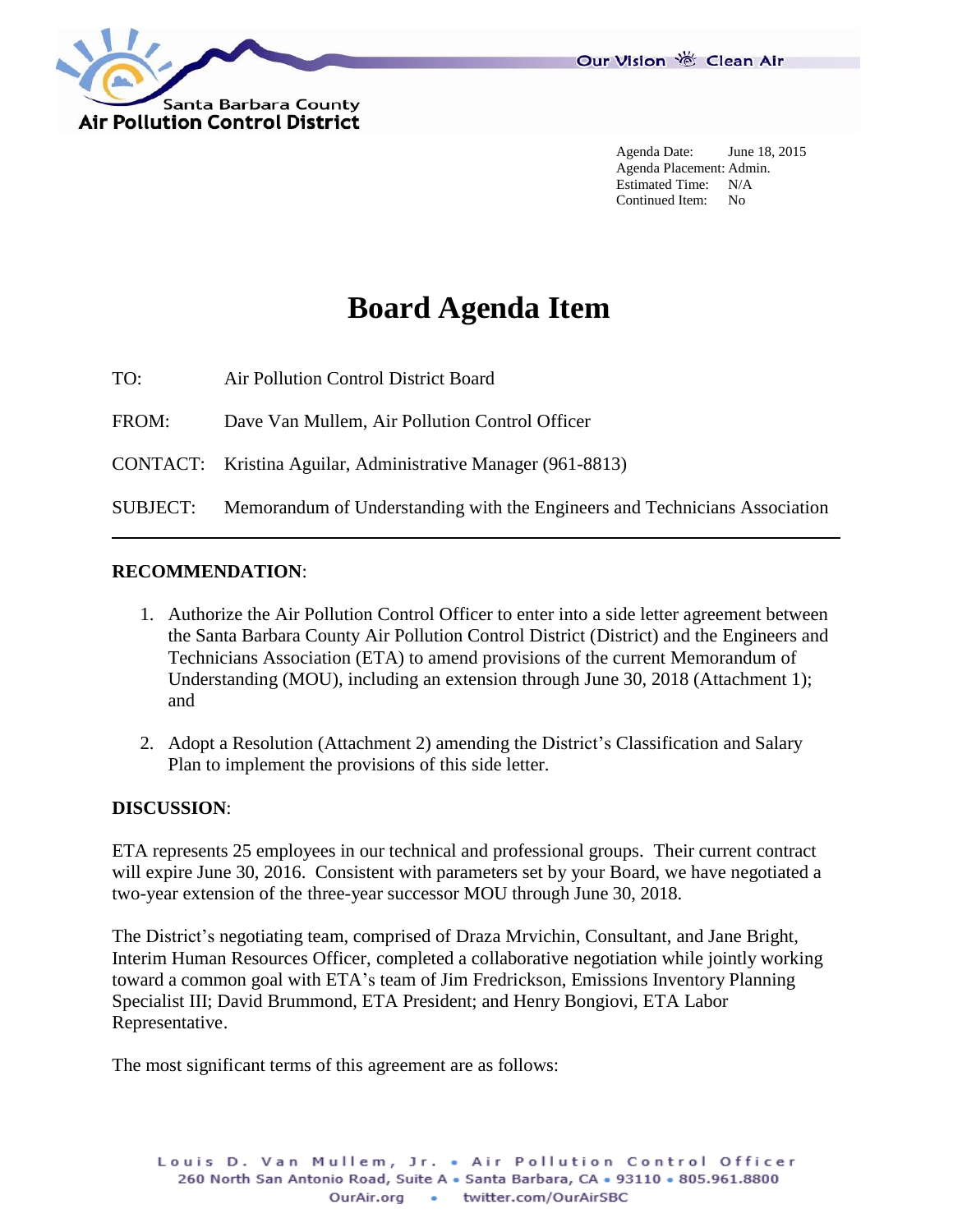Santa Barbara County
Air Pollution Control District

Our Vision Clean Air

Agenda Date: June 18, 2015
Agenda Placement: Admin.
Estimated Time: N/A
Continued Item: No

# Board Agenda Item

TO: Air Pollution Control District Board

FROM: Dave Van Mullem, Air Pollution Control Officer

CONTACT: Kristina Aguilar, Administrative Manager (961-8813)

SUBJECT: Memorandum of Understanding with the Engineers and Technicians Association

---

**RECOMMENDATION**:

1. Authorize the Air Pollution Control Officer to enter into a side letter agreement between the Santa Barbara County Air Pollution Control District (District) and the Engineers and Technicians Association (ETA) to amend provisions of the current Memorandum of Understanding (MOU), including an extension through June 30, 2018 (Attachment 1); and

2. Adopt a Resolution (Attachment 2) amending the District's Classification and Salary Plan to implement the provisions of this side letter.

**DISCUSSION**:

ETA represents 25 employees in our technical and professional groups. Their current contract will expire June 30, 2016. Consistent with parameters set by your Board, we have negotiated a two-year extension of the three-year successor MOU through June 30, 2018.

The District's negotiating team, comprised of Draza Mrvichin, Consultant, and Jane Bright, Interim Human Resources Officer, completed a collaborative negotiation while jointly working toward a common goal with ETA's team of Jim Fredrickson, Emissions Inventory Planning Specialist III; David Brummond, ETA President; and Henry Bongiovi, ETA Labor Representative.

The most significant terms of this agreement are as follows: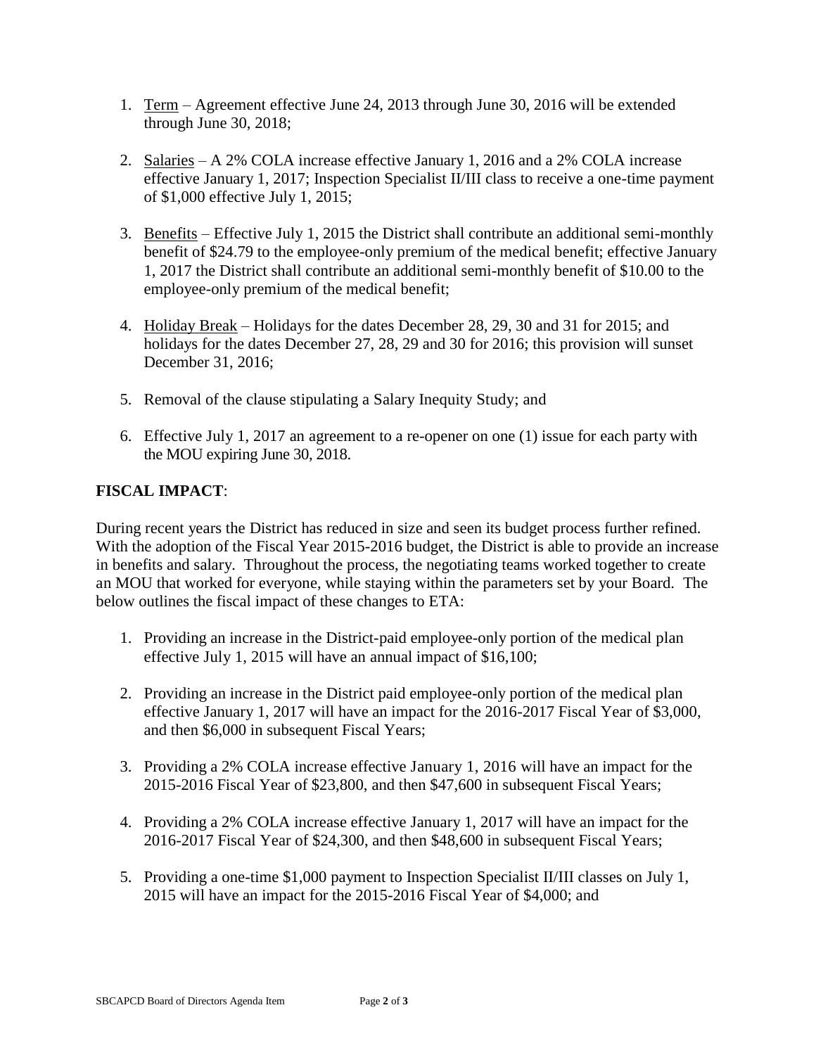1. Term – Agreement effective June 24, 2013 through June 30, 2016 will be extended through June 30, 2018;

2. Salaries – A 2% COLA increase effective January 1, 2016 and a 2% COLA increase effective January 1, 2017; Inspection Specialist II/III class to receive a one-time payment of $1,000 effective July 1, 2015;

3. Benefits – Effective July 1, 2015 the District shall contribute an additional semi-monthly benefit of $24.79 to the employee-only premium of the medical benefit; effective January 1, 2017 the District shall contribute an additional semi-monthly benefit of $10.00 to the employee-only premium of the medical benefit;

4. Holiday Break – Holidays for the dates December 28, 29, 30 and 31 for 2015; and holidays for the dates December 27, 28, 29 and 30 for 2016; this provision will sunset December 31, 2016;

5. Removal of the clause stipulating a Salary Inequity Study; and

6. Effective July 1, 2017 an agreement to a re-opener on one (1) issue for each party with the MOU expiring June 30, 2018.

**FISCAL IMPACT**:

During recent years the District has reduced in size and seen its budget process further refined. With the adoption of the Fiscal Year 2015-2016 budget, the District is able to provide an increase in benefits and salary. Throughout the process, the negotiating teams worked together to create an MOU that worked for everyone, while staying within the parameters set by your Board. The below outlines the fiscal impact of these changes to ETA:

1. Providing an increase in the District-paid employee-only portion of the medical plan effective July 1, 2015 will have an annual impact of $16,100;

2. Providing an increase in the District paid employee-only portion of the medical plan effective January 1, 2017 will have an impact for the 2016-2017 Fiscal Year of $3,000, and then $6,000 in subsequent Fiscal Years;

3. Providing a 2% COLA increase effective January 1, 2016 will have an impact for the 2015-2016 Fiscal Year of $23,800, and then $47,600 in subsequent Fiscal Years;

4. Providing a 2% COLA increase effective January 1, 2017 will have an impact for the 2016-2017 Fiscal Year of $24,300, and then $48,600 in subsequent Fiscal Years;

5. Providing a one-time $1,000 payment to Inspection Specialist II/III classes on July 1, 2015 will have an impact for the 2015-2016 Fiscal Year of $4,000; and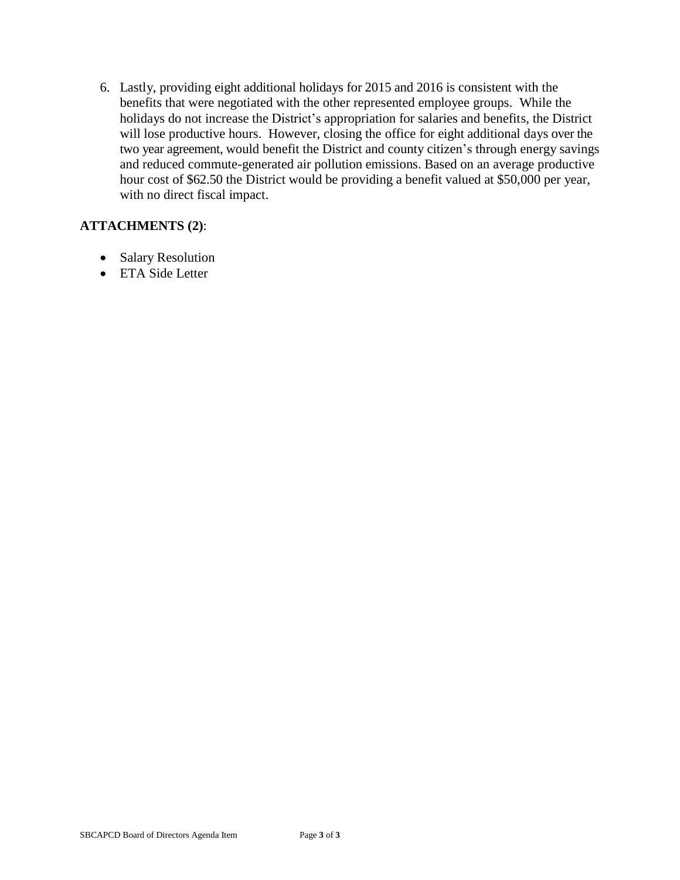6. Lastly, providing eight additional holidays for 2015 and 2016 is consistent with the benefits that were negotiated with the other represented employee groups. While the holidays do not increase the District's appropriation for salaries and benefits, the District will lose productive hours. However, closing the office for eight additional days over the two year agreement, would benefit the District and county citizen's through energy savings and reduced commute-generated air pollution emissions. Based on an average productive hour cost of $62.50 the District would be providing a benefit valued at $50,000 per year, with no direct fiscal impact.

**ATTACHMENTS (2)**:

- Salary Resolution
- ETA Side Letter